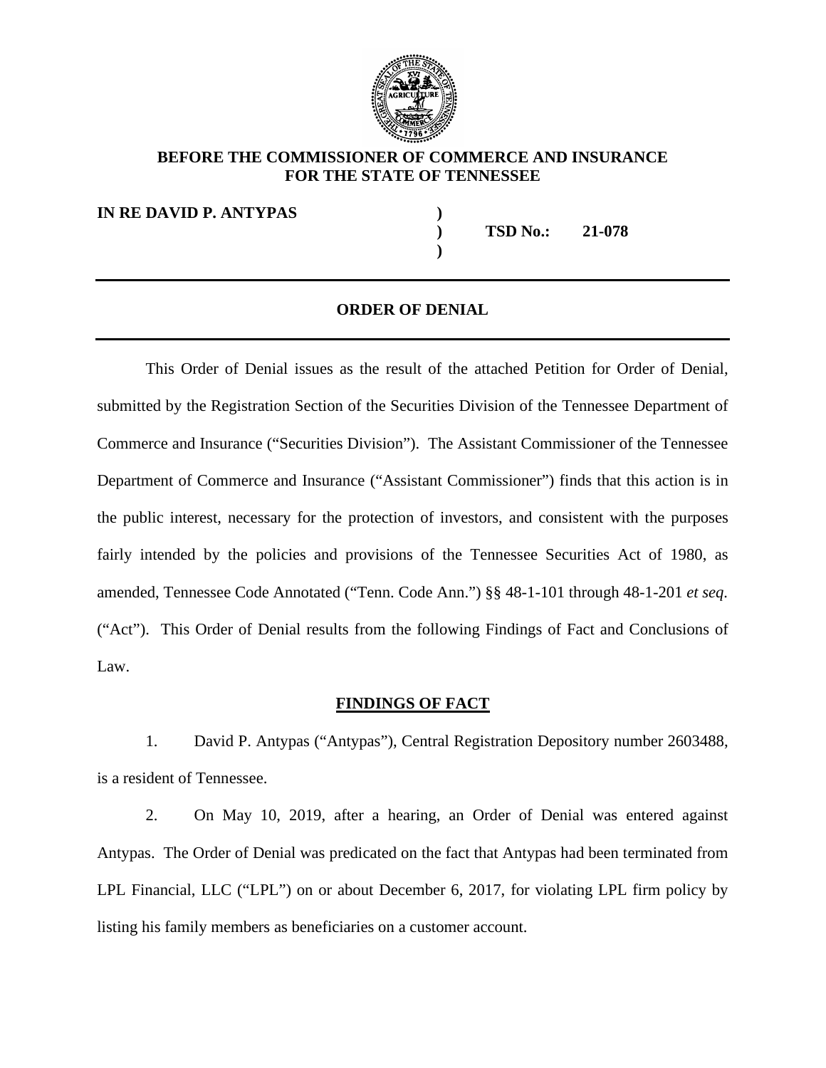**BEFORE THE COMMISSIONER OF COMMERCE AND INSURANCE**
**FOR THE STATE OF TENNESSEE**

| | | |
|---|---|---|
| **IN RE DAVID P. ANTYPAS** | **)** | |
| | **)** | **TSD No.: 21-078** |
| | **)** | |

---

## ORDER OF DENIAL

---

This Order of Denial issues as the result of the attached Petition for Order of Denial, submitted by the Registration Section of the Securities Division of the Tennessee Department of Commerce and Insurance ("Securities Division"). The Assistant Commissioner of the Tennessee Department of Commerce and Insurance ("Assistant Commissioner") finds that this action is in the public interest, necessary for the protection of investors, and consistent with the purposes fairly intended by the policies and provisions of the Tennessee Securities Act of 1980, as amended, Tennessee Code Annotated ("Tenn. Code Ann.") §§ 48-1-101 through 48-1-201 *et seq*. ("Act"). This Order of Denial results from the following Findings of Fact and Conclusions of Law.

## FINDINGS OF FACT

1. David P. Antypas ("Antypas"), Central Registration Depository number 2603488, is a resident of Tennessee.

2. On May 10, 2019, after a hearing, an Order of Denial was entered against Antypas. The Order of Denial was predicated on the fact that Antypas had been terminated from LPL Financial, LLC ("LPL") on or about December 6, 2017, for violating LPL firm policy by listing his family members as beneficiaries on a customer account.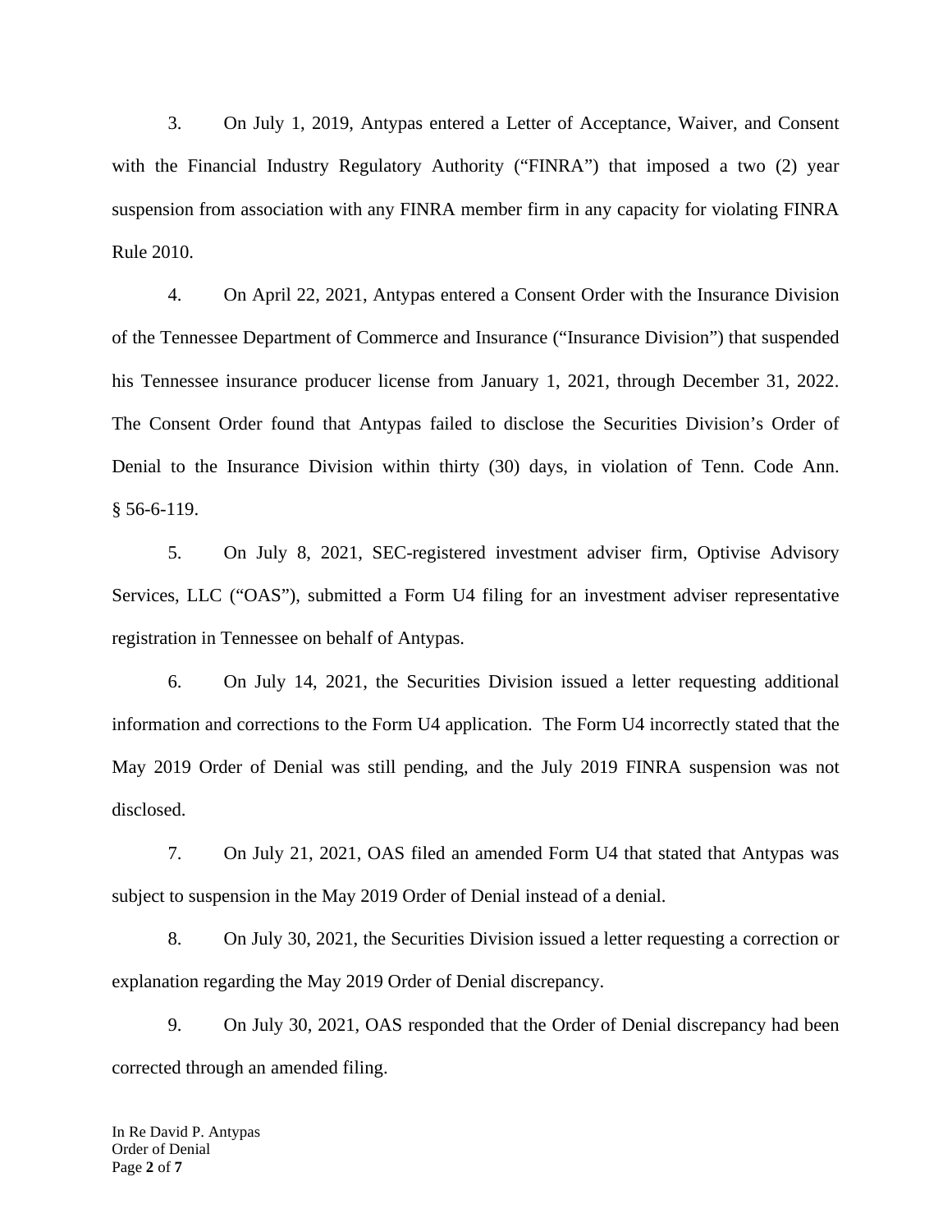3. On July 1, 2019, Antypas entered a Letter of Acceptance, Waiver, and Consent with the Financial Industry Regulatory Authority ("FINRA") that imposed a two (2) year suspension from association with any FINRA member firm in any capacity for violating FINRA Rule 2010.

4. On April 22, 2021, Antypas entered a Consent Order with the Insurance Division of the Tennessee Department of Commerce and Insurance ("Insurance Division") that suspended his Tennessee insurance producer license from January 1, 2021, through December 31, 2022. The Consent Order found that Antypas failed to disclose the Securities Division's Order of Denial to the Insurance Division within thirty (30) days, in violation of Tenn. Code Ann. § 56-6-119.

5. On July 8, 2021, SEC-registered investment adviser firm, Optivise Advisory Services, LLC ("OAS"), submitted a Form U4 filing for an investment adviser representative registration in Tennessee on behalf of Antypas.

6. On July 14, 2021, the Securities Division issued a letter requesting additional information and corrections to the Form U4 application. The Form U4 incorrectly stated that the May 2019 Order of Denial was still pending, and the July 2019 FINRA suspension was not disclosed.

7. On July 21, 2021, OAS filed an amended Form U4 that stated that Antypas was subject to suspension in the May 2019 Order of Denial instead of a denial.

8. On July 30, 2021, the Securities Division issued a letter requesting a correction or explanation regarding the May 2019 Order of Denial discrepancy.

9. On July 30, 2021, OAS responded that the Order of Denial discrepancy had been corrected through an amended filing.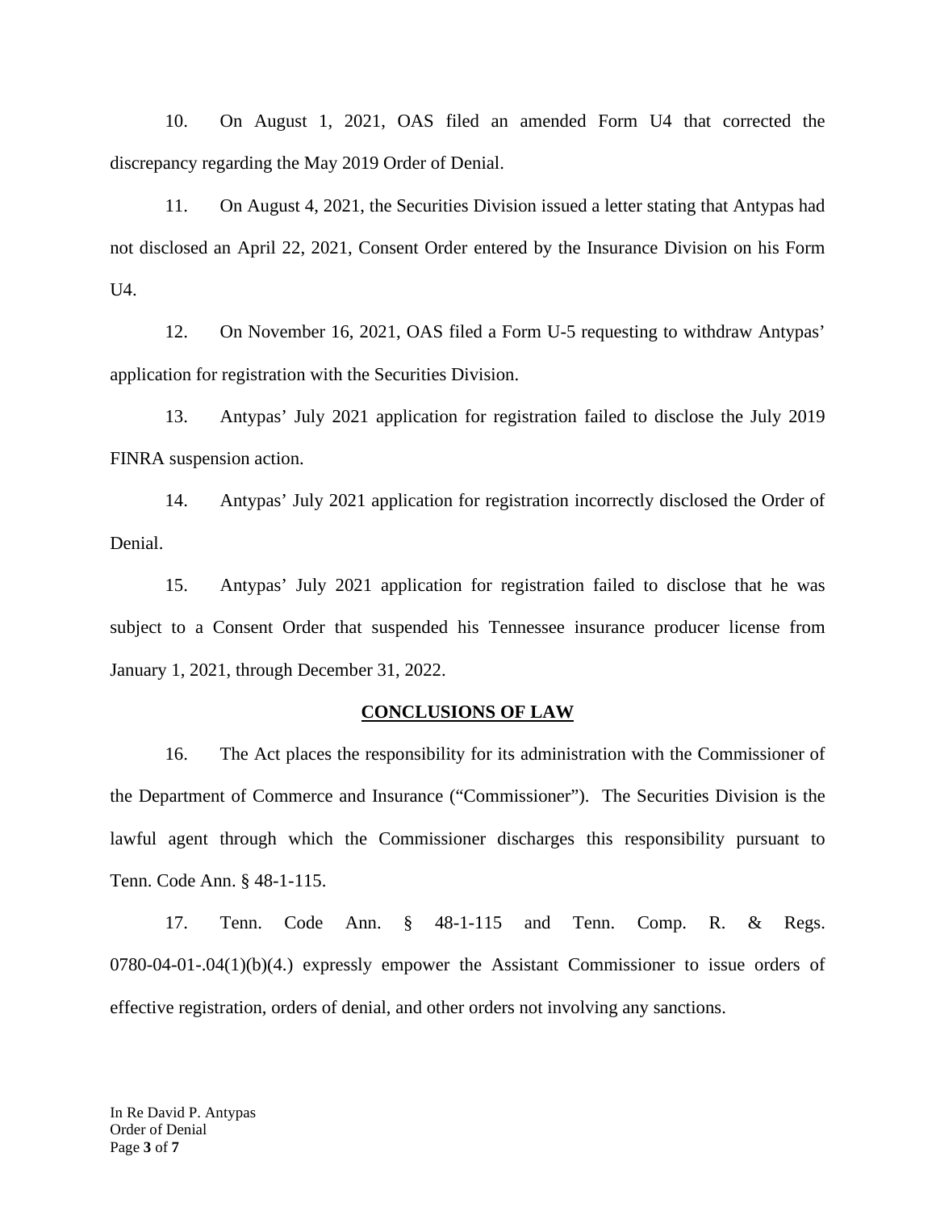10. On August 1, 2021, OAS filed an amended Form U4 that corrected the discrepancy regarding the May 2019 Order of Denial.

11. On August 4, 2021, the Securities Division issued a letter stating that Antypas had not disclosed an April 22, 2021, Consent Order entered by the Insurance Division on his Form U4.

12. On November 16, 2021, OAS filed a Form U-5 requesting to withdraw Antypas' application for registration with the Securities Division.

13. Antypas' July 2021 application for registration failed to disclose the July 2019 FINRA suspension action.

14. Antypas' July 2021 application for registration incorrectly disclosed the Order of Denial.

15. Antypas' July 2021 application for registration failed to disclose that he was subject to a Consent Order that suspended his Tennessee insurance producer license from January 1, 2021, through December 31, 2022.

## CONCLUSIONS OF LAW

16. The Act places the responsibility for its administration with the Commissioner of the Department of Commerce and Insurance ("Commissioner"). The Securities Division is the lawful agent through which the Commissioner discharges this responsibility pursuant to Tenn. Code Ann. § 48-1-115.

17. Tenn. Code Ann. § 48-1-115 and Tenn. Comp. R. & Regs. 0780-04-01-.04(1)(b)(4.) expressly empower the Assistant Commissioner to issue orders of effective registration, orders of denial, and other orders not involving any sanctions.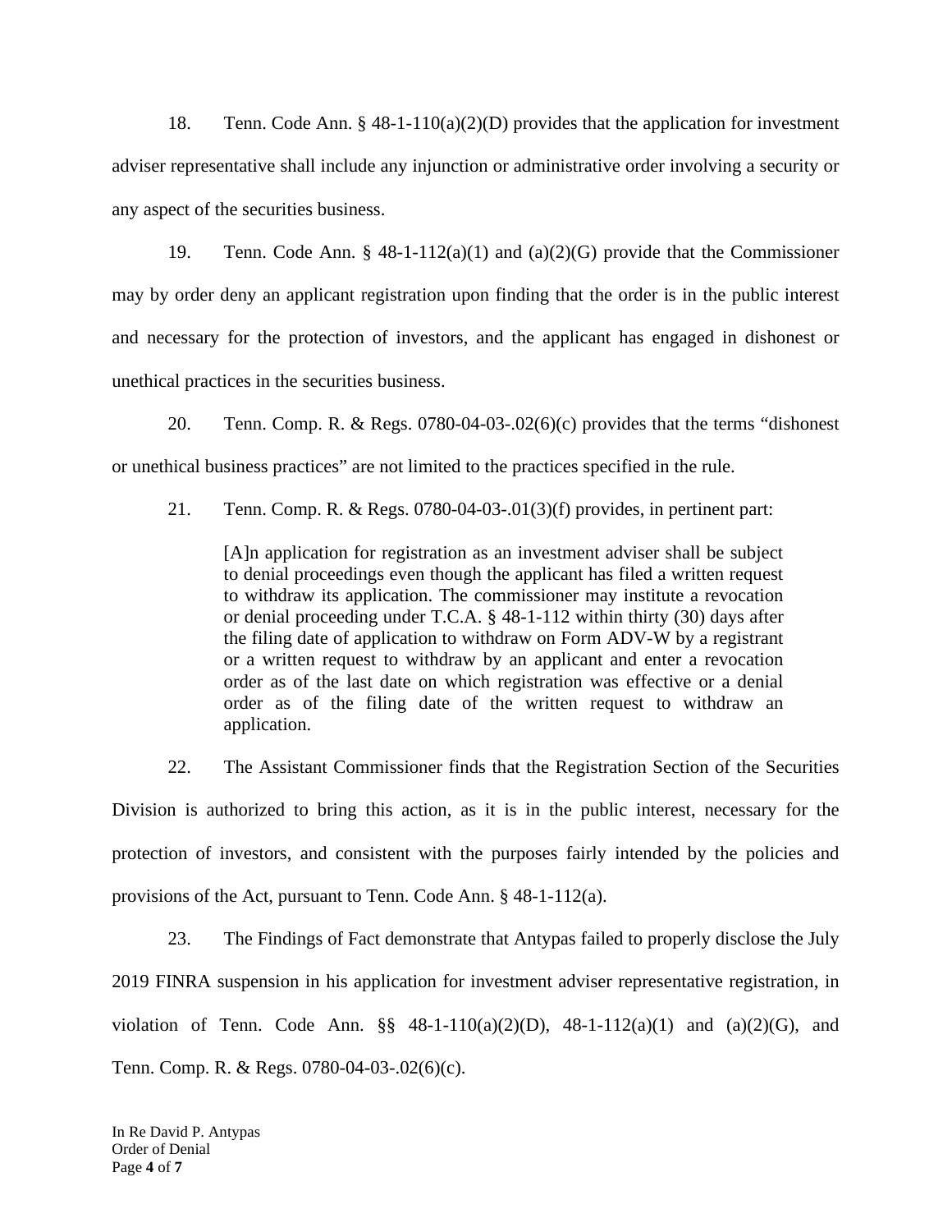18. Tenn. Code Ann. § 48-1-110(a)(2)(D) provides that the application for investment adviser representative shall include any injunction or administrative order involving a security or any aspect of the securities business.

19. Tenn. Code Ann. § 48-1-112(a)(1) and (a)(2)(G) provide that the Commissioner may by order deny an applicant registration upon finding that the order is in the public interest and necessary for the protection of investors, and the applicant has engaged in dishonest or unethical practices in the securities business.

20. Tenn. Comp. R. & Regs. 0780-04-03-.02(6)(c) provides that the terms "dishonest or unethical business practices" are not limited to the practices specified in the rule.

21. Tenn. Comp. R. & Regs. 0780-04-03-.01(3)(f) provides, in pertinent part:

> [A]n application for registration as an investment adviser shall be subject to denial proceedings even though the applicant has filed a written request to withdraw its application. The commissioner may institute a revocation or denial proceeding under T.C.A. § 48-1-112 within thirty (30) days after the filing date of application to withdraw on Form ADV-W by a registrant or a written request to withdraw by an applicant and enter a revocation order as of the last date on which registration was effective or a denial order as of the filing date of the written request to withdraw an application.

22. The Assistant Commissioner finds that the Registration Section of the Securities Division is authorized to bring this action, as it is in the public interest, necessary for the protection of investors, and consistent with the purposes fairly intended by the policies and provisions of the Act, pursuant to Tenn. Code Ann. § 48-1-112(a).

23. The Findings of Fact demonstrate that Antypas failed to properly disclose the July 2019 FINRA suspension in his application for investment adviser representative registration, in violation of Tenn. Code Ann. §§ 48-1-110(a)(2)(D), 48-1-112(a)(1) and (a)(2)(G), and Tenn. Comp. R. & Regs. 0780-04-03-.02(6)(c).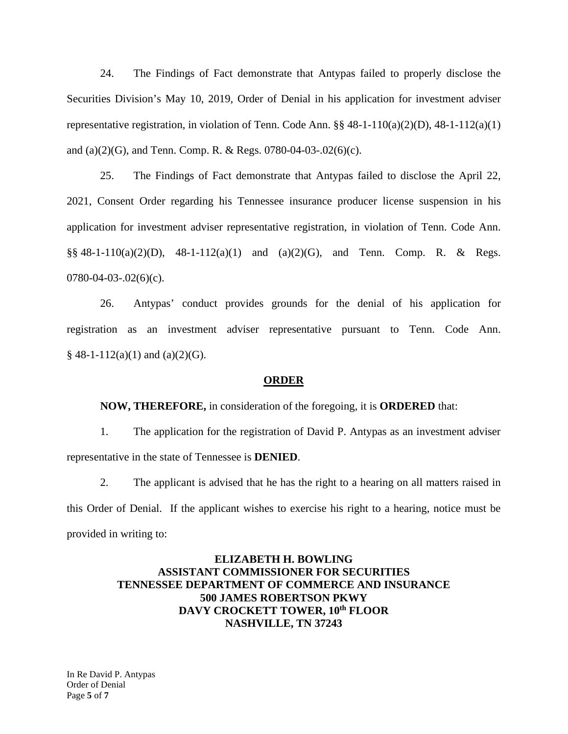24. The Findings of Fact demonstrate that Antypas failed to properly disclose the Securities Division's May 10, 2019, Order of Denial in his application for investment adviser representative registration, in violation of Tenn. Code Ann. §§ 48-1-110(a)(2)(D), 48-1-112(a)(1) and (a)(2)(G), and Tenn. Comp. R. & Regs. 0780-04-03-.02(6)(c).

25. The Findings of Fact demonstrate that Antypas failed to disclose the April 22, 2021, Consent Order regarding his Tennessee insurance producer license suspension in his application for investment adviser representative registration, in violation of Tenn. Code Ann. §§ 48-1-110(a)(2)(D), 48-1-112(a)(1) and (a)(2)(G), and Tenn. Comp. R. & Regs. 0780-04-03-.02(6)(c).

26. Antypas' conduct provides grounds for the denial of his application for registration as an investment adviser representative pursuant to Tenn. Code Ann. § 48-1-112(a)(1) and (a)(2)(G).

## ORDER

**NOW, THEREFORE,** in consideration of the foregoing, it is **ORDERED** that:

1. The application for the registration of David P. Antypas as an investment adviser representative in the state of Tennessee is **DENIED**.

2. The applicant is advised that he has the right to a hearing on all matters raised in this Order of Denial. If the applicant wishes to exercise his right to a hearing, notice must be provided in writing to:

**ELIZABETH H. BOWLING**
**ASSISTANT COMMISSIONER FOR SECURITIES**
**TENNESSEE DEPARTMENT OF COMMERCE AND INSURANCE**
**500 JAMES ROBERTSON PKWY**
**DAVY CROCKETT TOWER, 10th FLOOR**
**NASHVILLE, TN 37243**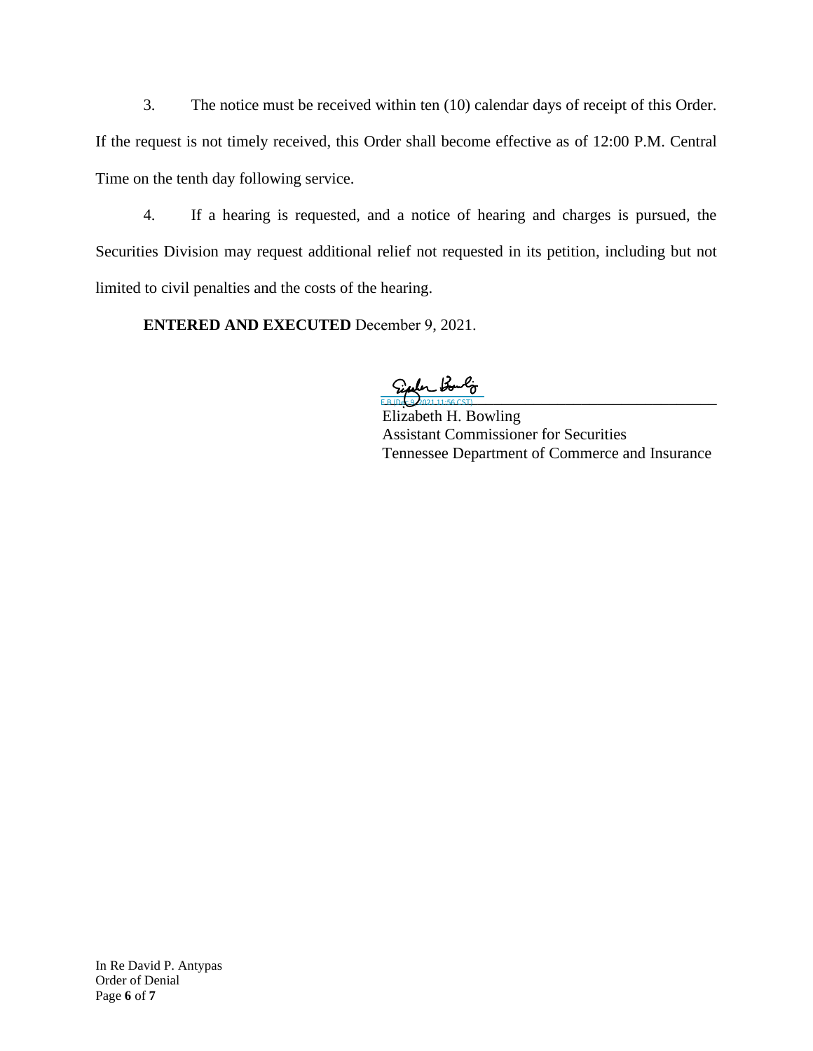3. The notice must be received within ten (10) calendar days of receipt of this Order. If the request is not timely received, this Order shall become effective as of 12:00 P.M. Central Time on the tenth day following service.

4. If a hearing is requested, and a notice of hearing and charges is pursued, the Securities Division may request additional relief not requested in its petition, including but not limited to civil penalties and the costs of the hearing.

**ENTERED AND EXECUTED** December 9, 2021.

E.B (Dec 9, 2021 11:56 CST)

Elizabeth H. Bowling
Assistant Commissioner for Securities
Tennessee Department of Commerce and Insurance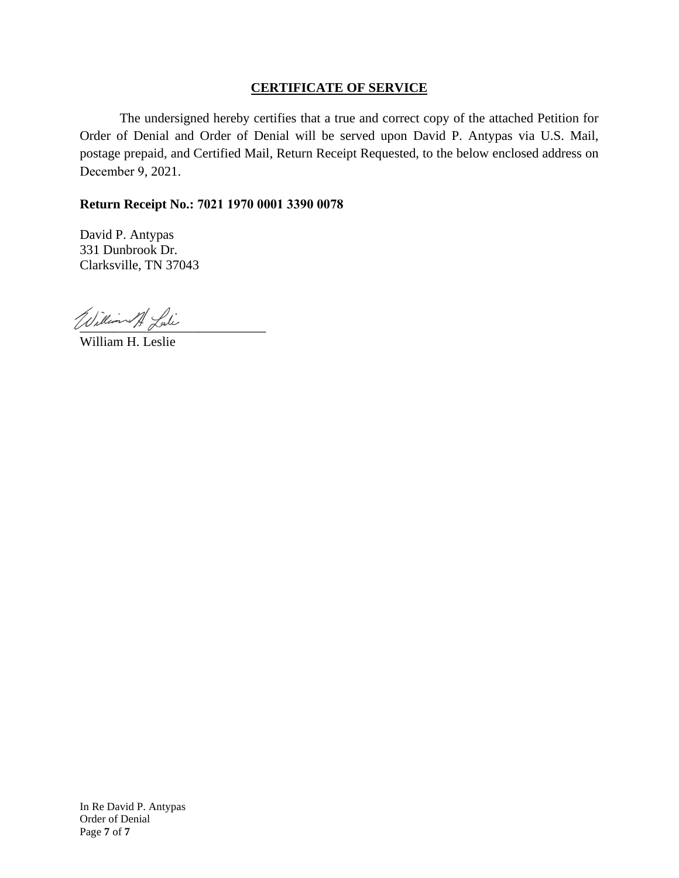## CERTIFICATE OF SERVICE

The undersigned hereby certifies that a true and correct copy of the attached Petition for Order of Denial and Order of Denial will be served upon David P. Antypas via U.S. Mail, postage prepaid, and Certified Mail, Return Receipt Requested, to the below enclosed address on December 9, 2021.

**Return Receipt No.: 7021 1970 0001 3390 0078**

David P. Antypas
331 Dunbrook Dr.
Clarksville, TN 37043

William H. Leslie